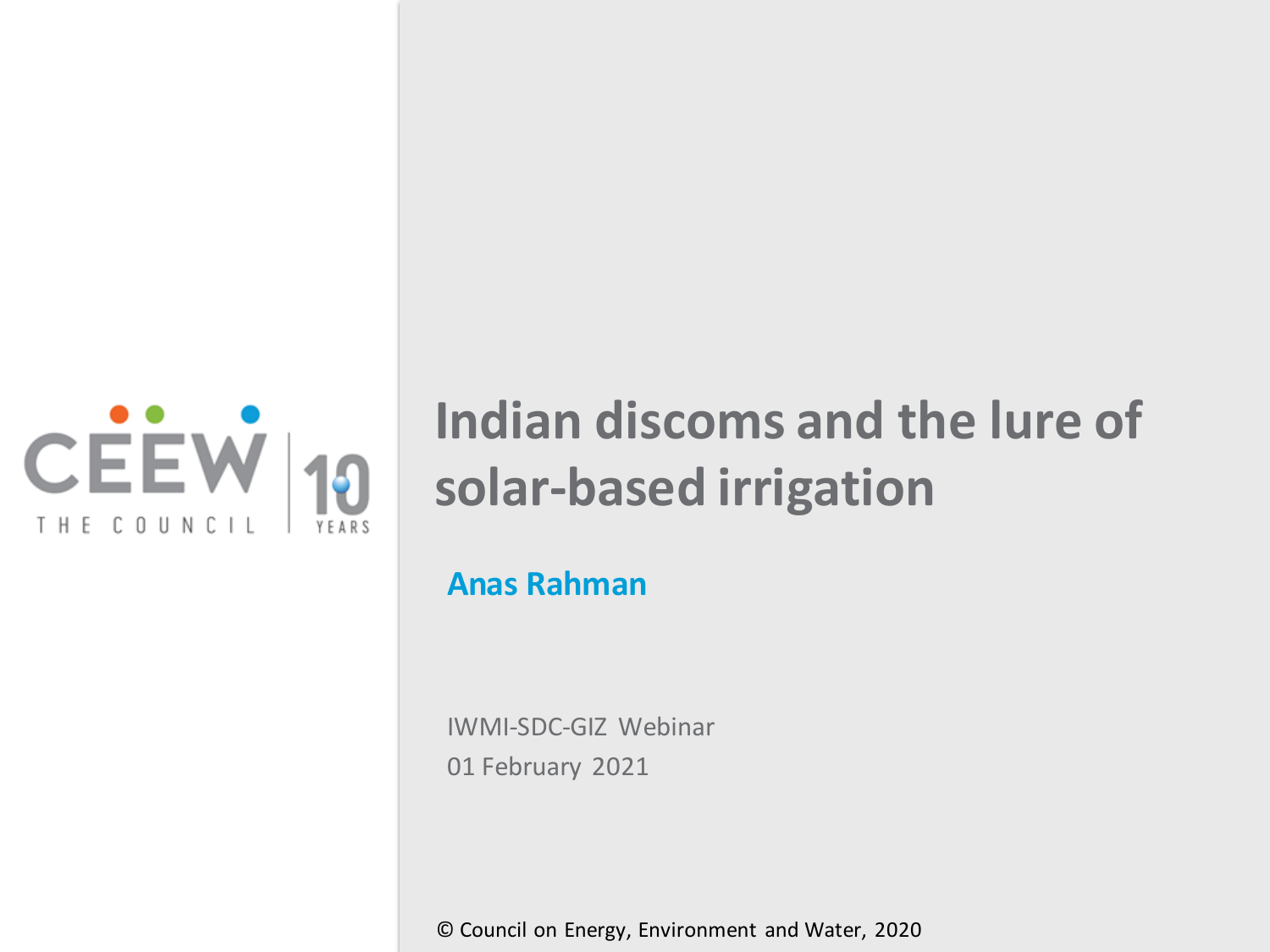# Indian discoms and the lure of solar-based irrigation

**Anas Rahman**

IWMI-SDC-GIZ Webinar
01 February 2021

© Council on Energy, Environment and Water, 2020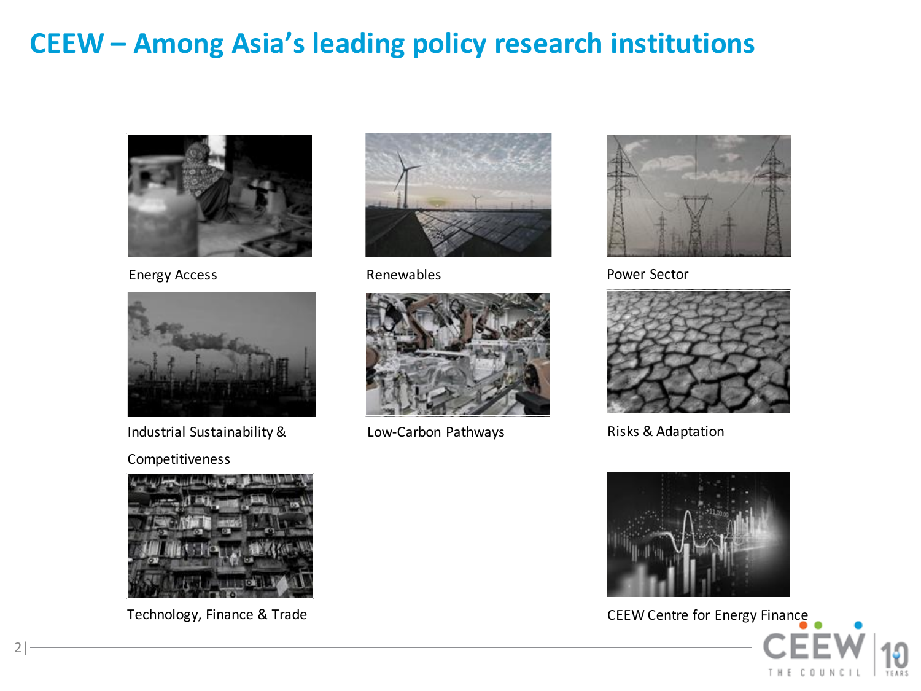# CEEW – Among Asia's leading policy research institutions

Energy Access

Renewables

Power Sector

Industrial Sustainability & Competitiveness

Low-Carbon Pathways

Risks & Adaptation

Technology, Finance & Trade

CEEW Centre for Energy Finance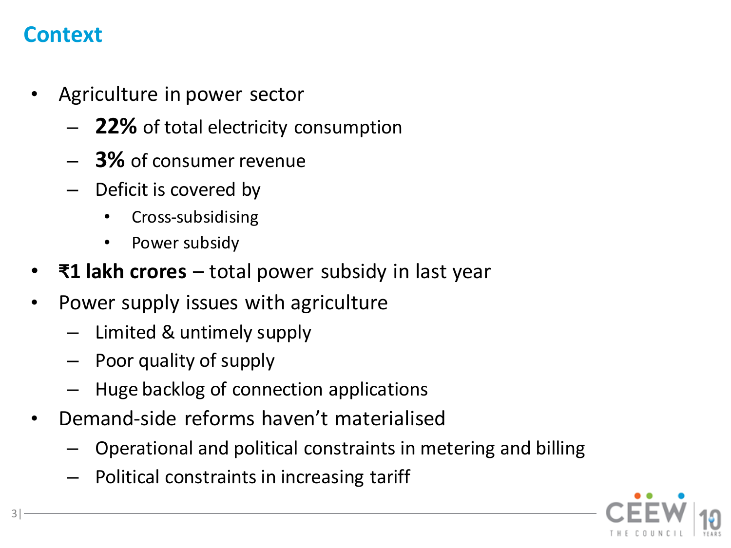## Context

- Agriculture in power sector
  - **22%** of total electricity consumption
  - **3%** of consumer revenue
  - Deficit is covered by
    - Cross-subsidising
    - Power subsidy
- **₹1 lakh crores** – total power subsidy in last year
- Power supply issues with agriculture
  - Limited & untimely supply
  - Poor quality of supply
  - Huge backlog of connection applications
- Demand-side reforms haven't materialised
  - Operational and political constraints in metering and billing
  - Political constraints in increasing tariff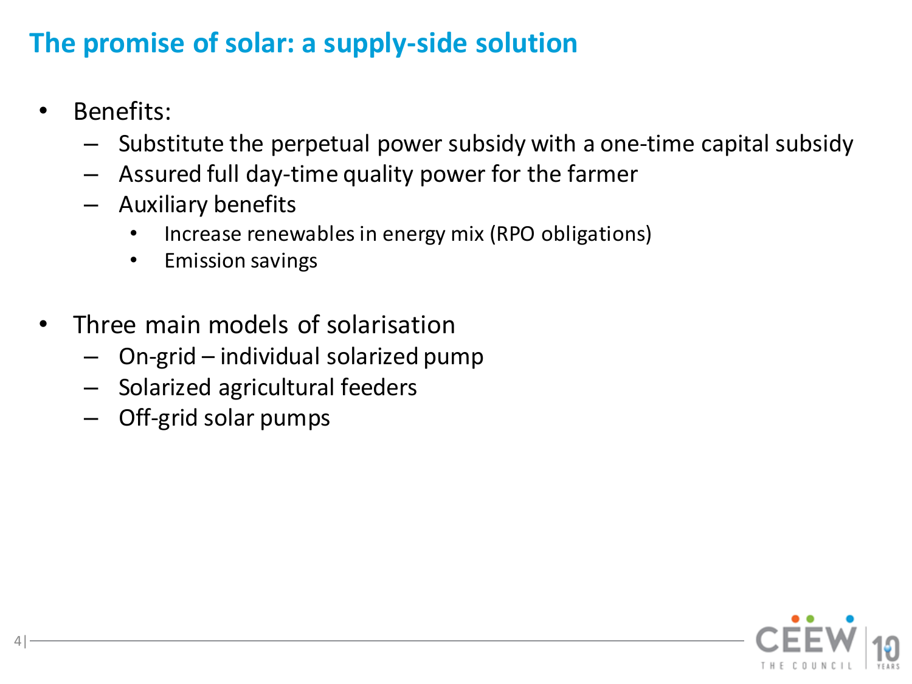# The promise of solar: a supply-side solution

- Benefits:
  - Substitute the perpetual power subsidy with a one-time capital subsidy
  - Assured full day-time quality power for the farmer
  - Auxiliary benefits
    - Increase renewables in energy mix (RPO obligations)
    - Emission savings

- Three main models of solarisation
  - On-grid – individual solarized pump
  - Solarized agricultural feeders
  - Off-grid solar pumps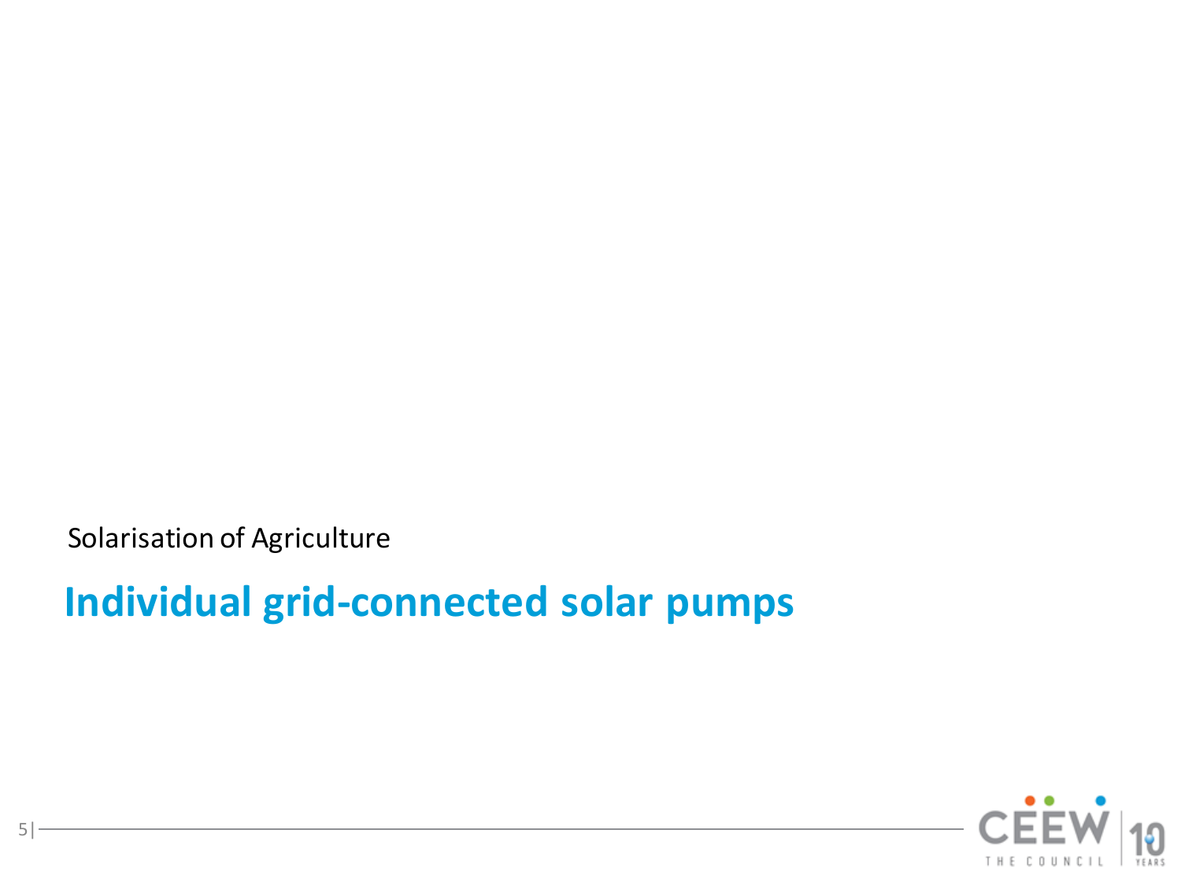Solarisation of Agriculture

# Individual grid-connected solar pumps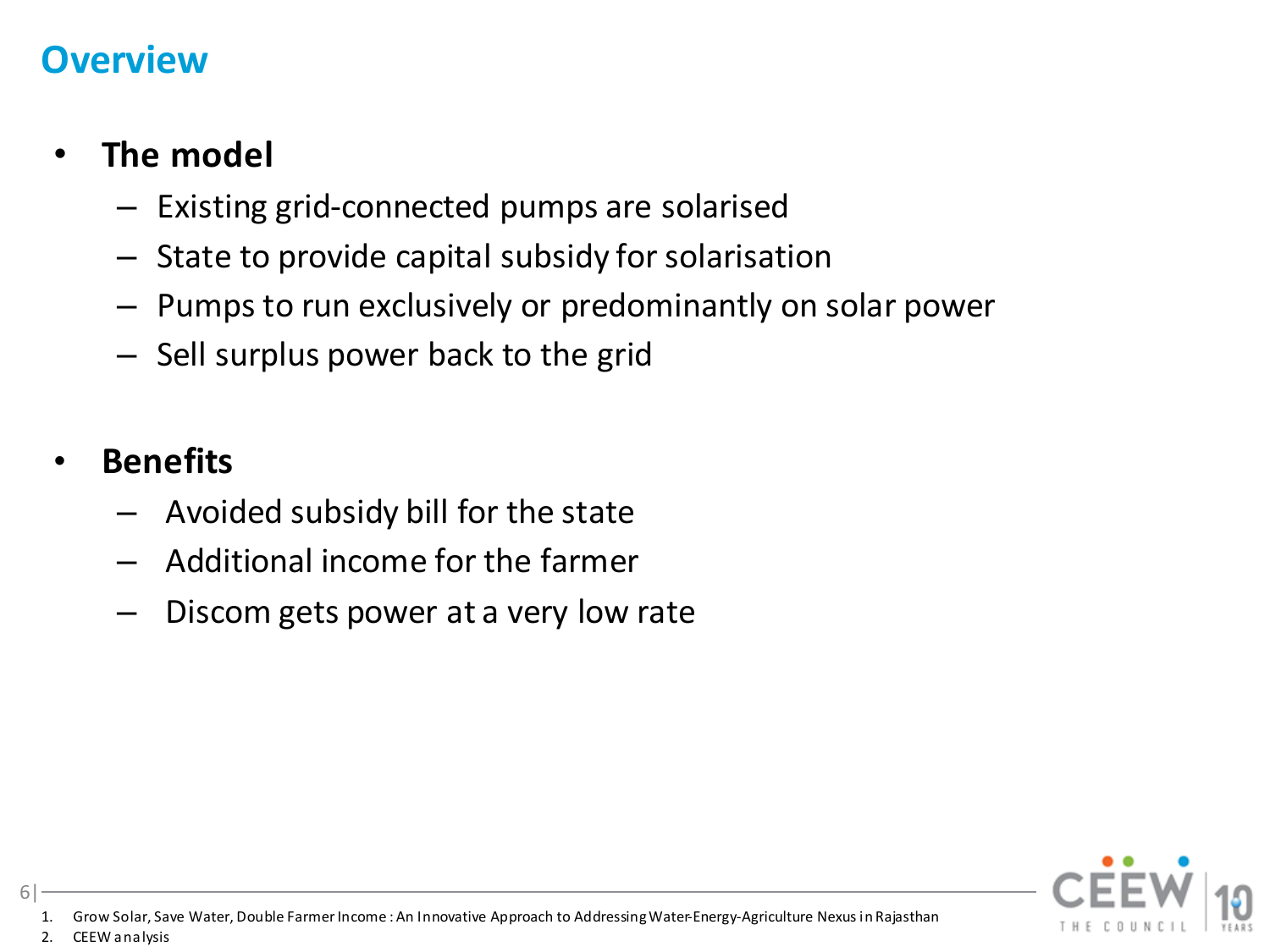# Overview

- **The model**
  - Existing grid-connected pumps are solarised
  - State to provide capital subsidy for solarisation
  - Pumps to run exclusively or predominantly on solar power
  - Sell surplus power back to the grid

- **Benefits**
  - Avoided subsidy bill for the state
  - Additional income for the farmer
  - Discom gets power at a very low rate

1. Grow Solar, Save Water, Double Farmer Income : An Innovative Approach to Addressing Water-Energy-Agriculture Nexus in Rajasthan
2. CEEW analysis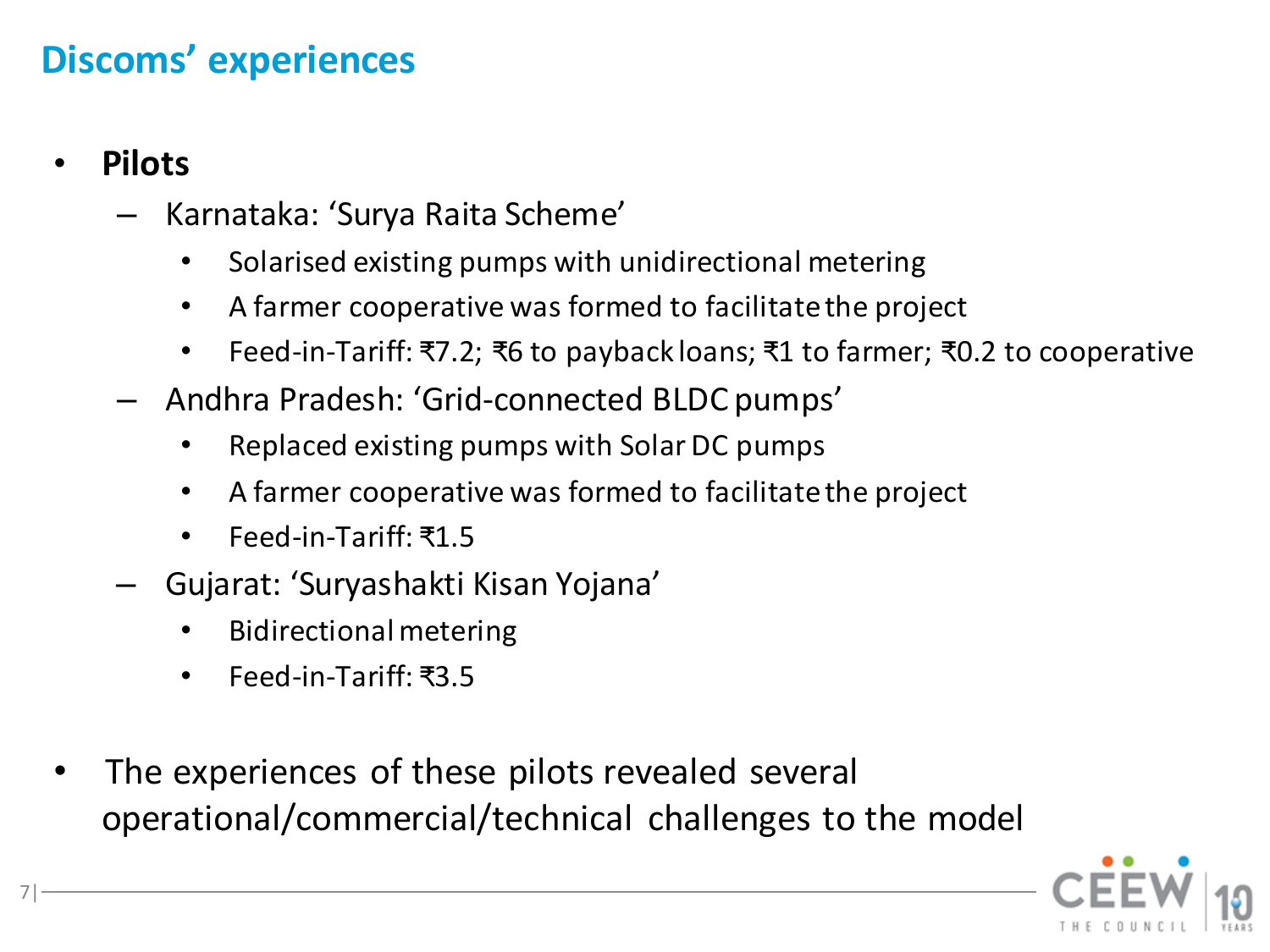# Discoms' experiences

- **Pilots**
  - Karnataka: 'Surya Raita Scheme'
    - Solarised existing pumps with unidirectional metering
    - A farmer cooperative was formed to facilitate the project
    - Feed-in-Tariff: ₹7.2; ₹6 to payback loans; ₹1 to farmer; ₹0.2 to cooperative
  - Andhra Pradesh: 'Grid-connected BLDC pumps'
    - Replaced existing pumps with Solar DC pumps
    - A farmer cooperative was formed to facilitate the project
    - Feed-in-Tariff: ₹1.5
  - Gujarat: 'Suryashakti Kisan Yojana'
    - Bidirectional metering
    - Feed-in-Tariff: ₹3.5

- The experiences of these pilots revealed several operational/commercial/technical challenges to the model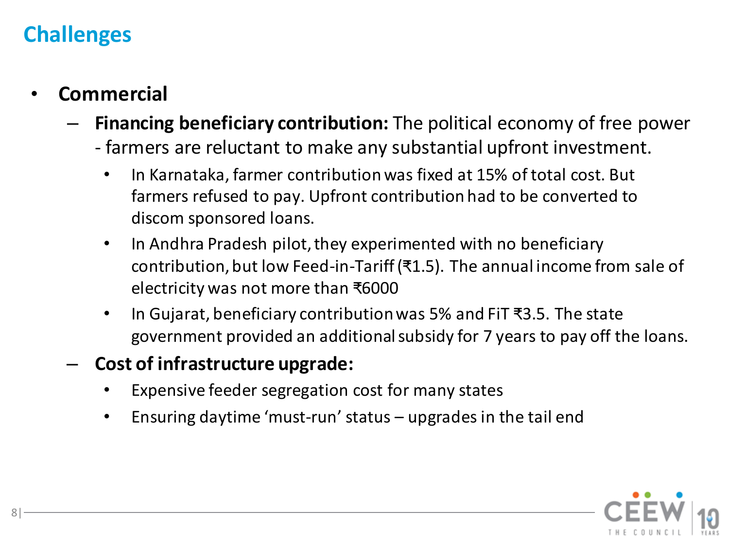# Challenges

- **Commercial**
  - **Financing beneficiary contribution:** The political economy of free power - farmers are reluctant to make any substantial upfront investment.
    - In Karnataka, farmer contribution was fixed at 15% of total cost. But farmers refused to pay. Upfront contribution had to be converted to discom sponsored loans.
    - In Andhra Pradesh pilot, they experimented with no beneficiary contribution, but low Feed-in-Tariff (₹1.5). The annual income from sale of electricity was not more than ₹6000
    - In Gujarat, beneficiary contribution was 5% and FiT ₹3.5. The state government provided an additional subsidy for 7 years to pay off the loans.
  - **Cost of infrastructure upgrade:**
    - Expensive feeder segregation cost for many states
    - Ensuring daytime 'must-run' status – upgrades in the tail end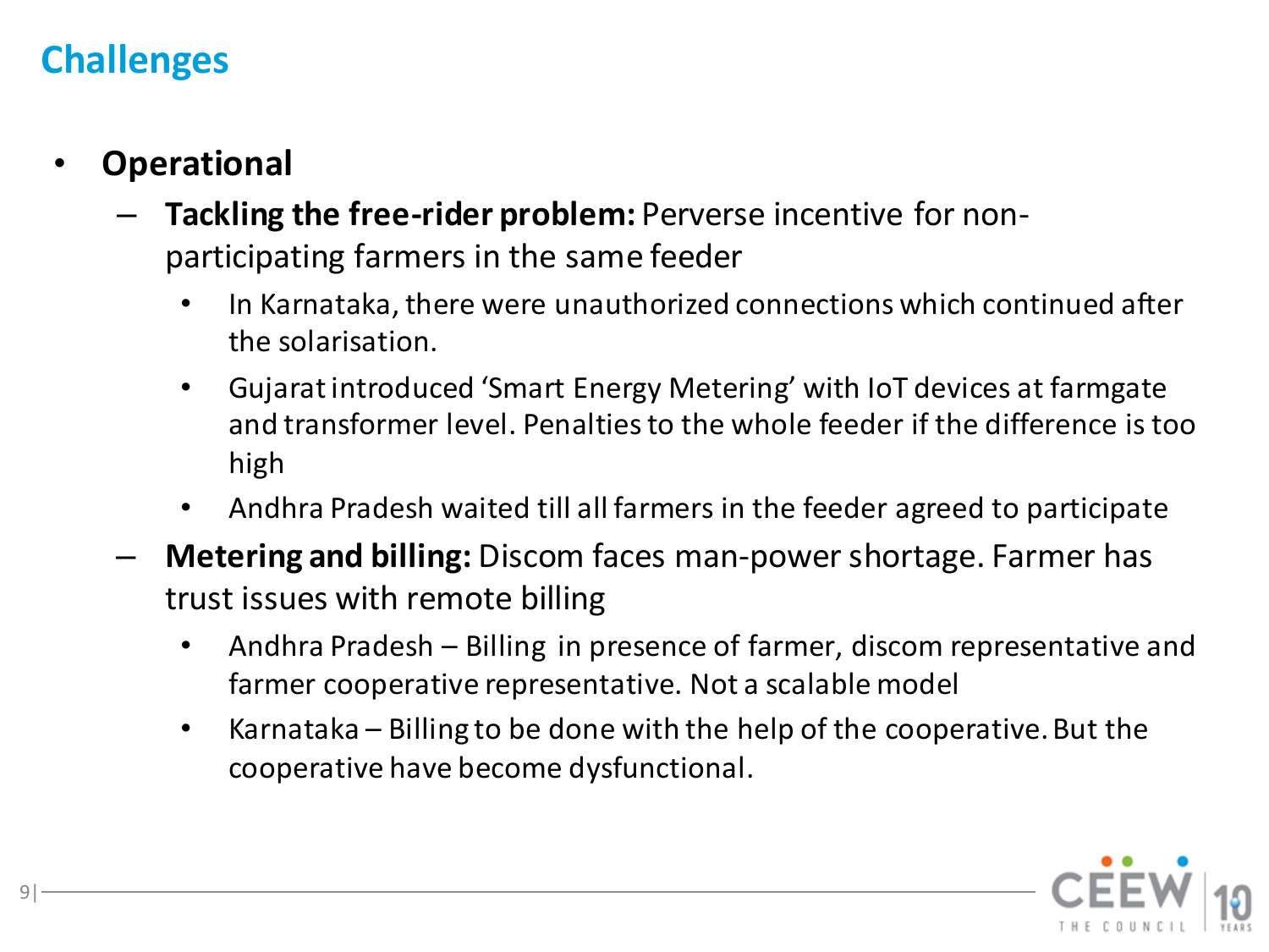# Challenges

- **Operational**
  - **Tackling the free-rider problem:** Perverse incentive for non-participating farmers in the same feeder
    - In Karnataka, there were unauthorized connections which continued after the solarisation.
    - Gujarat introduced 'Smart Energy Metering' with IoT devices at farmgate and transformer level. Penalties to the whole feeder if the difference is too high
    - Andhra Pradesh waited till all farmers in the feeder agreed to participate
  - **Metering and billing:** Discom faces man-power shortage. Farmer has trust issues with remote billing
    - Andhra Pradesh – Billing in presence of farmer, discom representative and farmer cooperative representative. Not a scalable model
    - Karnataka – Billing to be done with the help of the cooperative. But the cooperative have become dysfunctional.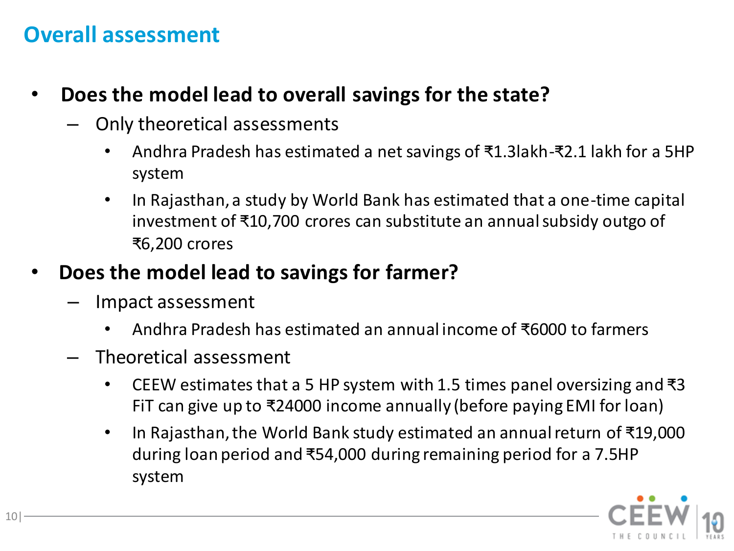# Overall assessment

- **Does the model lead to overall savings for the state?**
  - Only theoretical assessments
    - Andhra Pradesh has estimated a net savings of ₹1.3lakh-₹2.1 lakh for a 5HP system
    - In Rajasthan, a study by World Bank has estimated that a one-time capital investment of ₹10,700 crores can substitute an annual subsidy outgo of ₹6,200 crores
- **Does the model lead to savings for farmer?**
  - Impact assessment
    - Andhra Pradesh has estimated an annual income of ₹6000 to farmers
  - Theoretical assessment
    - CEEW estimates that a 5 HP system with 1.5 times panel oversizing and ₹3 FiT can give up to ₹24000 income annually (before paying EMI for loan)
    - In Rajasthan, the World Bank study estimated an annual return of ₹19,000 during loan period and ₹54,000 during remaining period for a 7.5HP system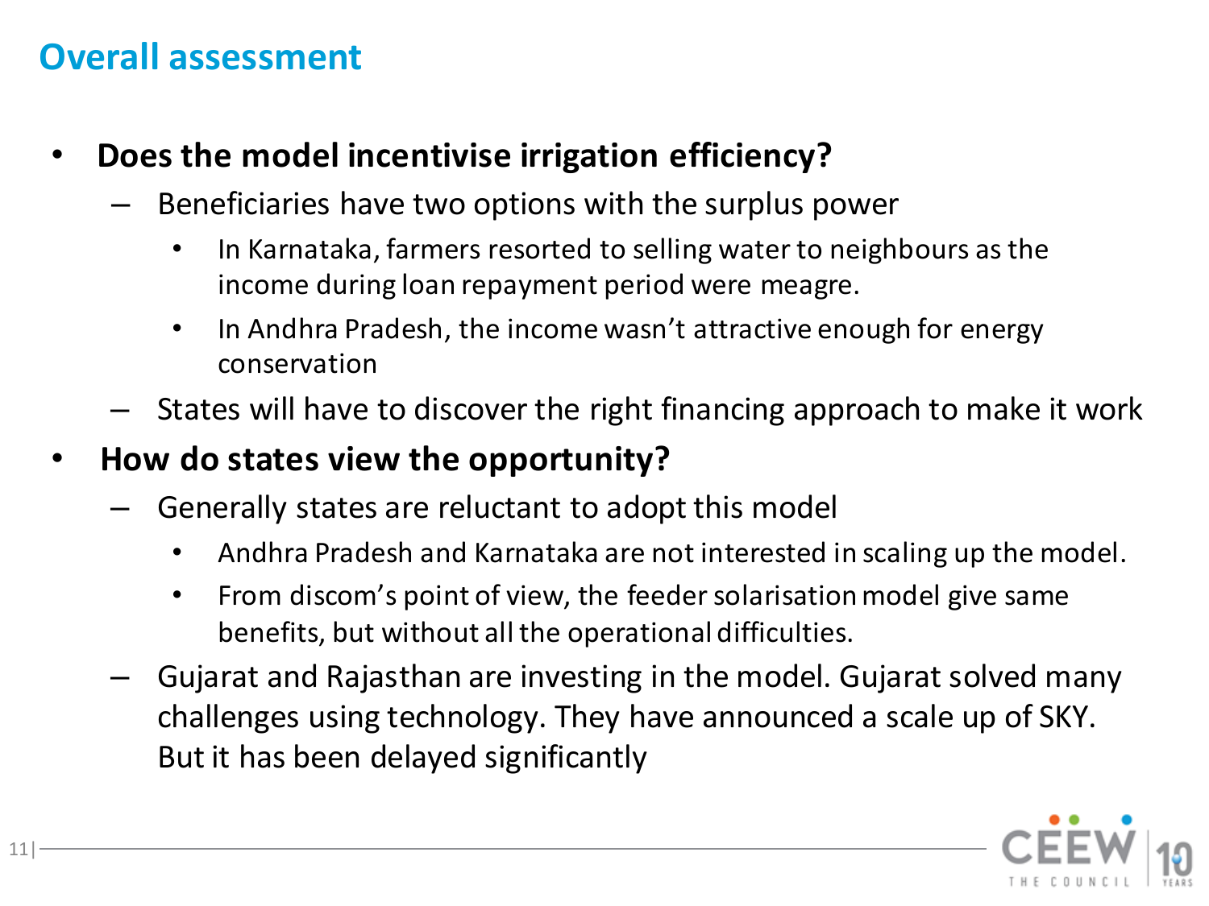## Overall assessment

- **Does the model incentivise irrigation efficiency?**
  - Beneficiaries have two options with the surplus power
    - In Karnataka, farmers resorted to selling water to neighbours as the income during loan repayment period were meagre.
    - In Andhra Pradesh, the income wasn't attractive enough for energy conservation
  - States will have to discover the right financing approach to make it work
- **How do states view the opportunity?**
  - Generally states are reluctant to adopt this model
    - Andhra Pradesh and Karnataka are not interested in scaling up the model.
    - From discom's point of view, the feeder solarisation model give same benefits, but without all the operational difficulties.
  - Gujarat and Rajasthan are investing in the model. Gujarat solved many challenges using technology. They have announced a scale up of SKY. But it has been delayed significantly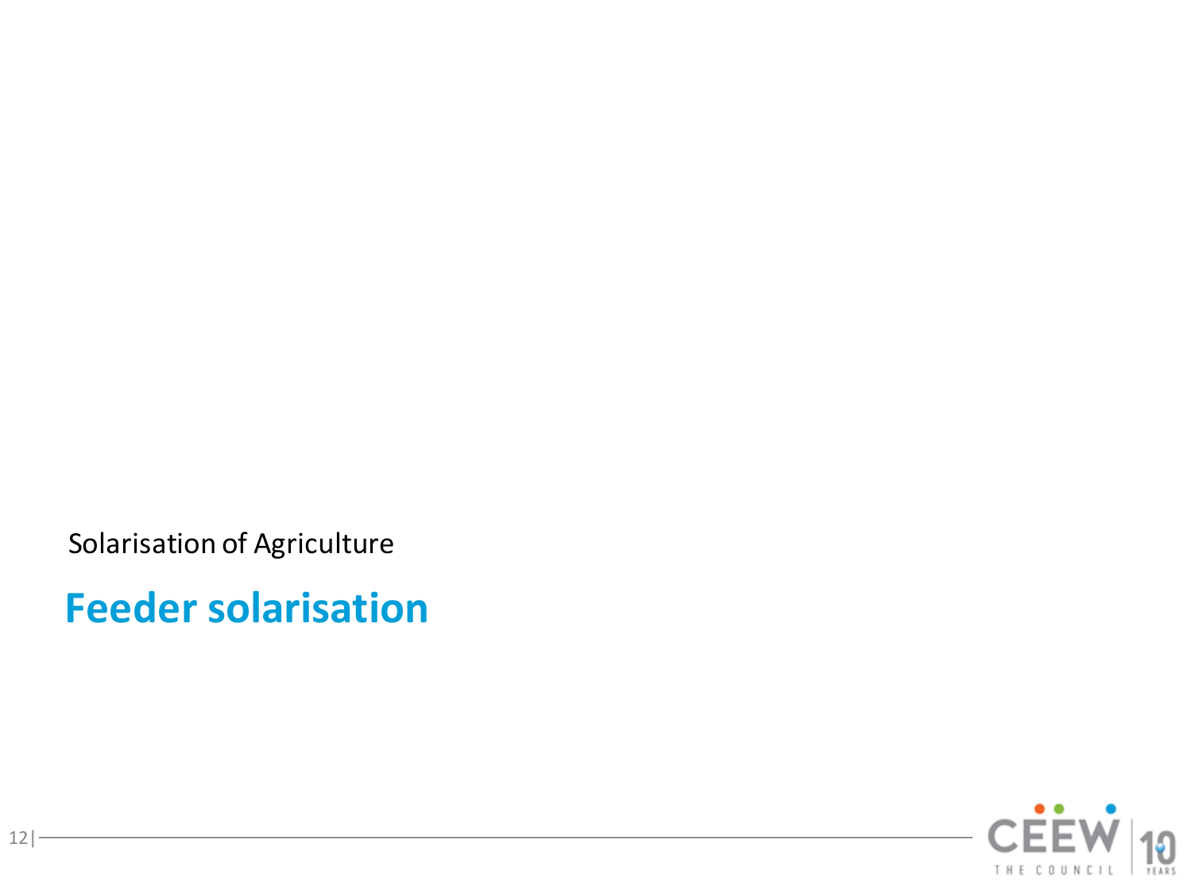Solarisation of Agriculture

# Feeder solarisation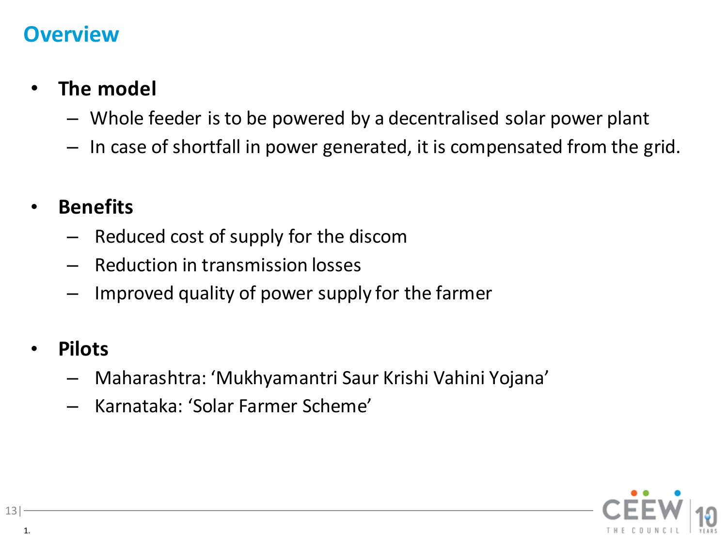# Overview

- **The model**
  - Whole feeder is to be powered by a decentralised solar power plant
  - In case of shortfall in power generated, it is compensated from the grid.

- **Benefits**
  - Reduced cost of supply for the discom
  - Reduction in transmission losses
  - Improved quality of power supply for the farmer

- **Pilots**
  - Maharashtra: ‘Mukhyamantri Saur Krishi Vahini Yojana’
  - Karnataka: ‘Solar Farmer Scheme’

1.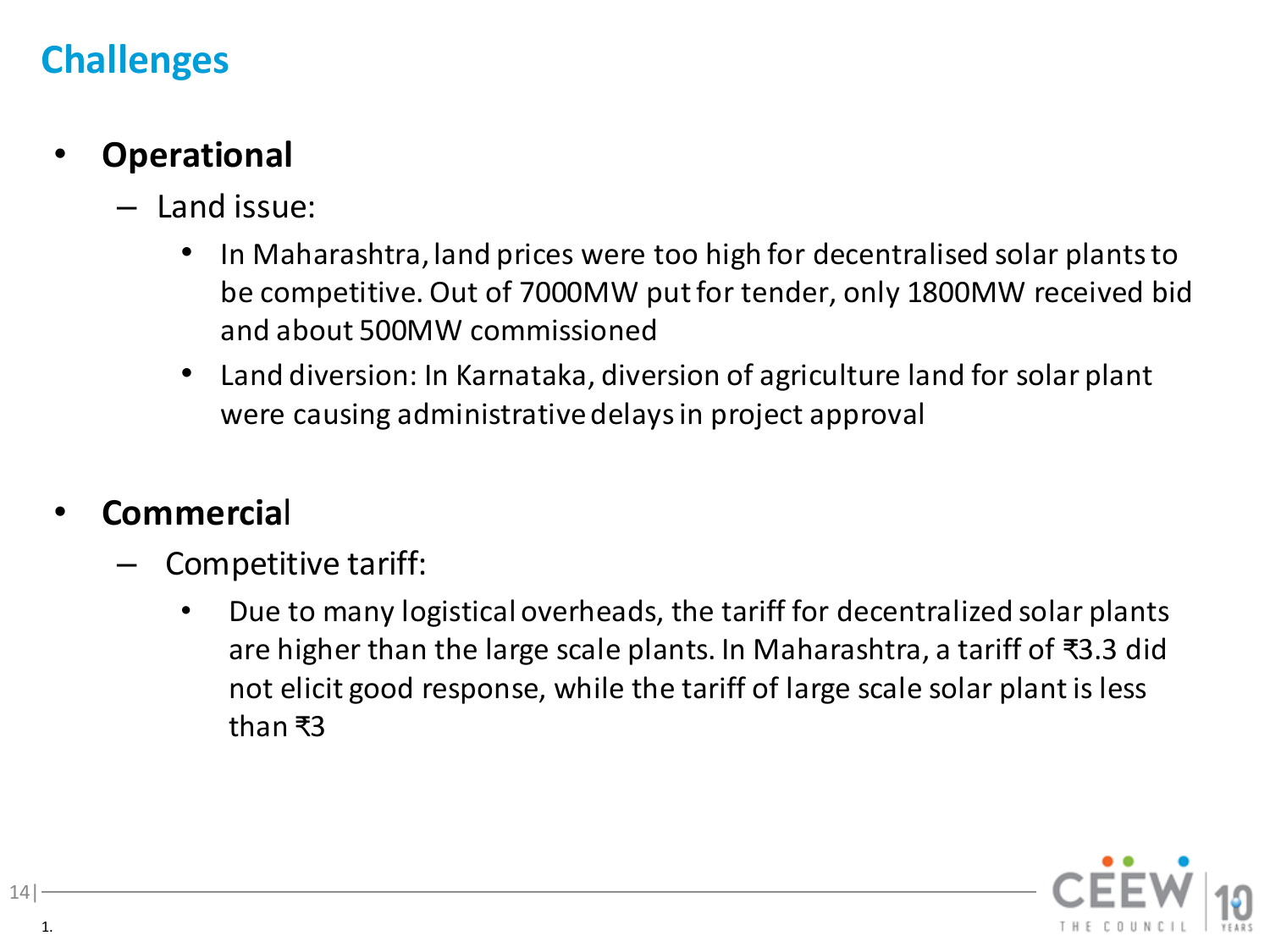## Challenges

- **Operational**
  - Land issue:
    - In Maharashtra, land prices were too high for decentralised solar plants to be competitive. Out of 7000MW put for tender, only 1800MW received bid and about 500MW commissioned
    - Land diversion: In Karnataka, diversion of agriculture land for solar plant were causing administrative delays in project approval

- **Commercial**
  - Competitive tariff:
    - Due to many logistical overheads, the tariff for decentralized solar plants are higher than the large scale plants. In Maharashtra, a tariff of ₹3.3 did not elicit good response, while the tariff of large scale solar plant is less than ₹3

1.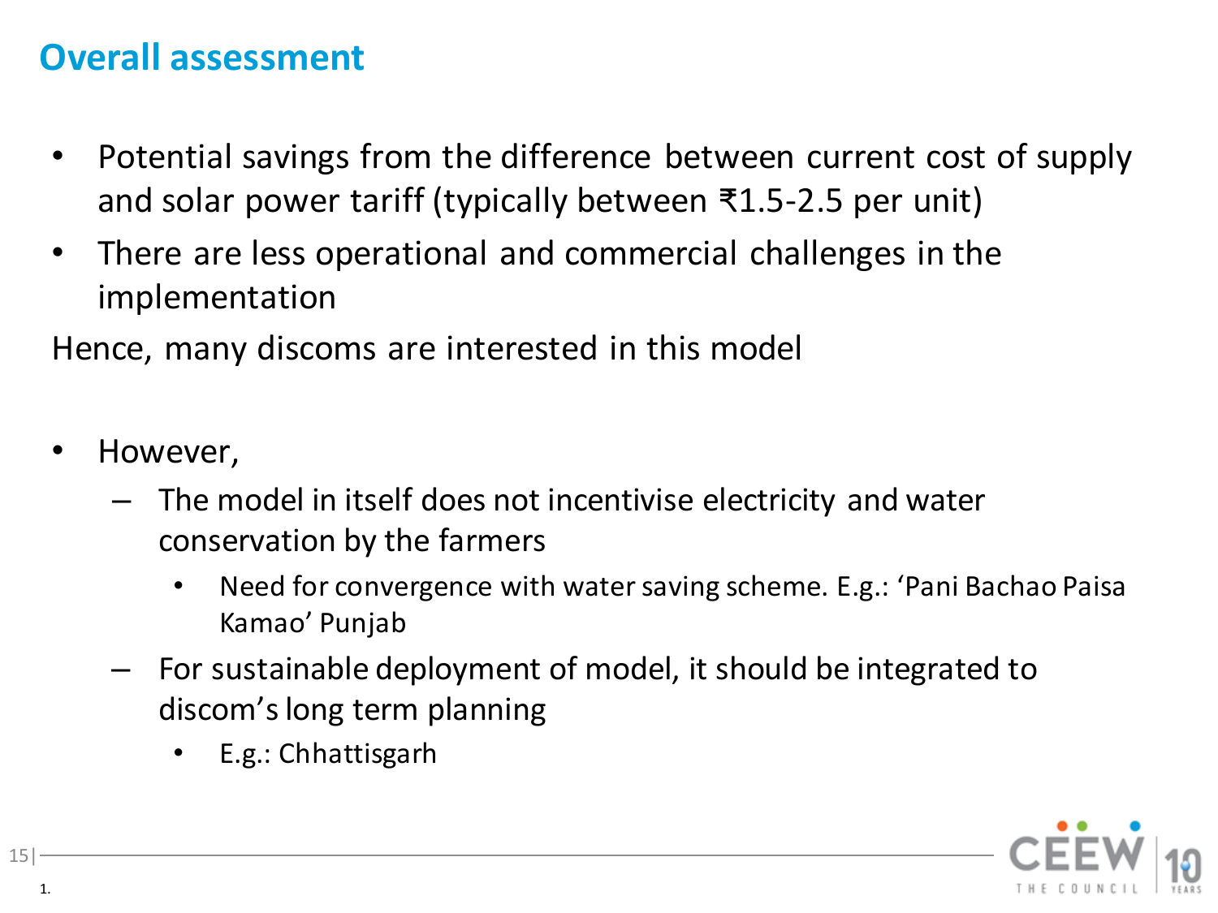# Overall assessment

- Potential savings from the difference between current cost of supply and solar power tariff (typically between ₹1.5-2.5 per unit)
- There are less operational and commercial challenges in the implementation

Hence, many discoms are interested in this model

- However,
  - The model in itself does not incentivise electricity and water conservation by the farmers
    - Need for convergence with water saving scheme. E.g.: 'Pani Bachao Paisa Kamao' Punjab
  - For sustainable deployment of model, it should be integrated to discom's long term planning
    - E.g.: Chhattisgarh

1.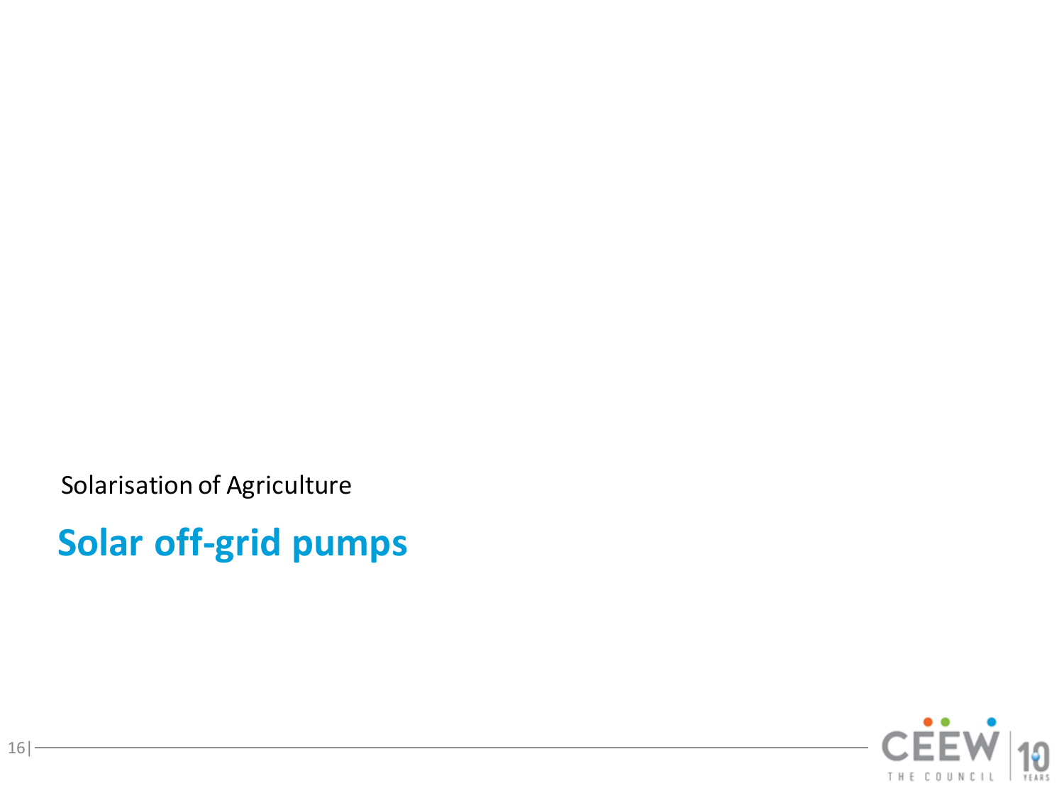Solarisation of Agriculture

# Solar off-grid pumps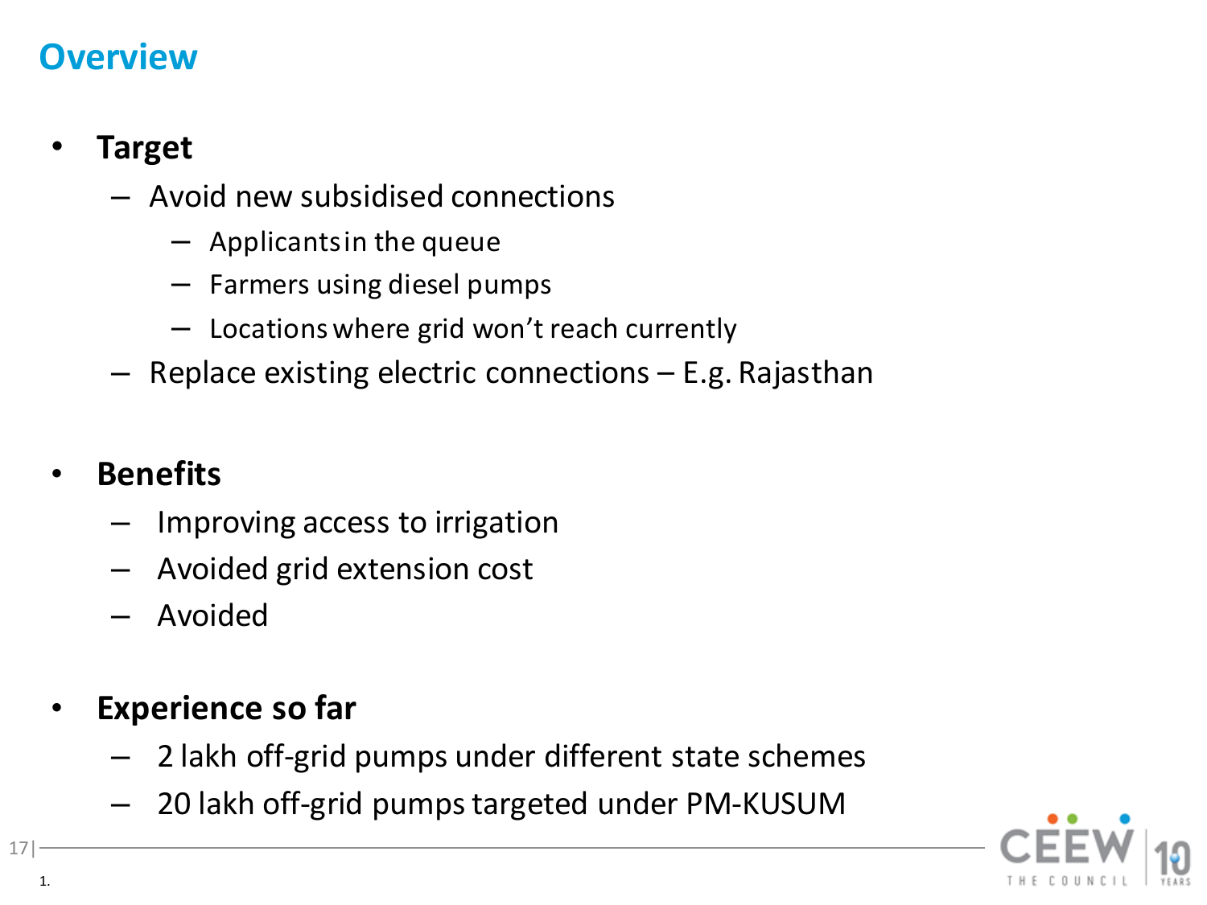# Overview

- **Target**
  - Avoid new subsidised connections
    - Applicants in the queue
    - Farmers using diesel pumps
    - Locations where grid won't reach currently
  - Replace existing electric connections – E.g. Rajasthan

- **Benefits**
  - Improving access to irrigation
  - Avoided grid extension cost
  - Avoided

- **Experience so far**
  - 2 lakh off-grid pumps under different state schemes
  - 20 lakh off-grid pumps targeted under PM-KUSUM

1.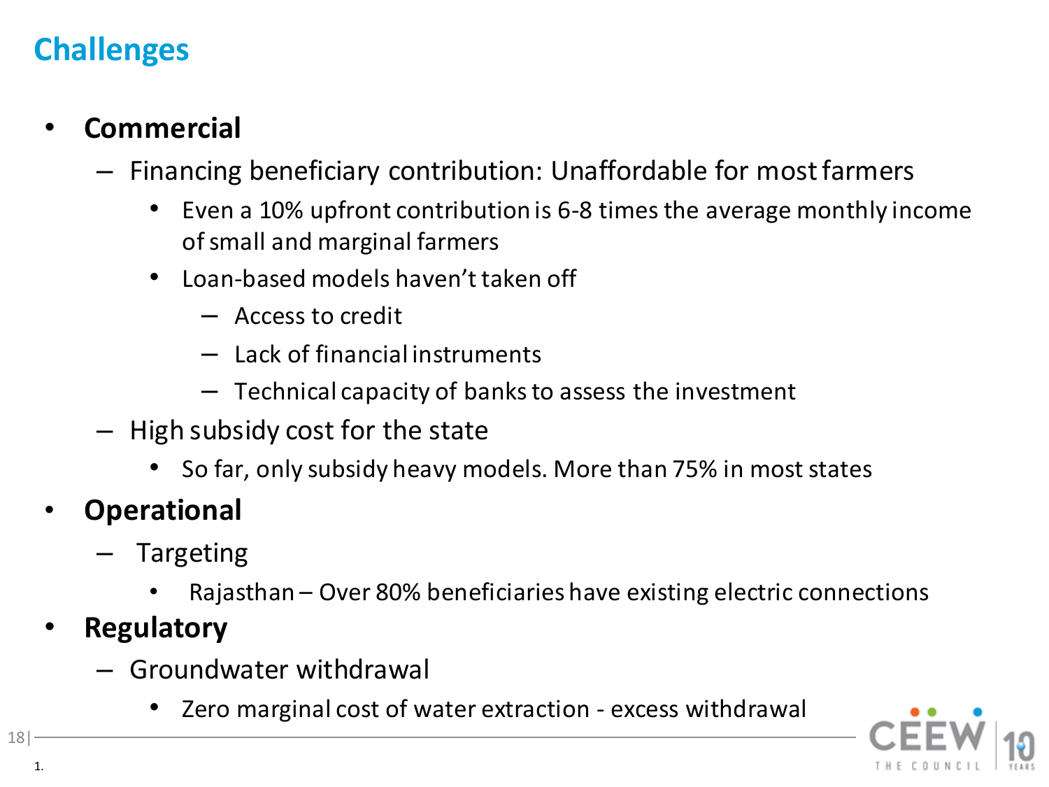# Challenges

- **Commercial**
  - Financing beneficiary contribution: Unaffordable for most farmers
    - Even a 10% upfront contribution is 6-8 times the average monthly income of small and marginal farmers
    - Loan-based models haven't taken off
      - Access to credit
      - Lack of financial instruments
      - Technical capacity of banks to assess the investment
  - High subsidy cost for the state
    - So far, only subsidy heavy models. More than 75% in most states
- **Operational**
  - Targeting
    - Rajasthan – Over 80% beneficiaries have existing electric connections
- **Regulatory**
  - Groundwater withdrawal
    - Zero marginal cost of water extraction - excess withdrawal

1.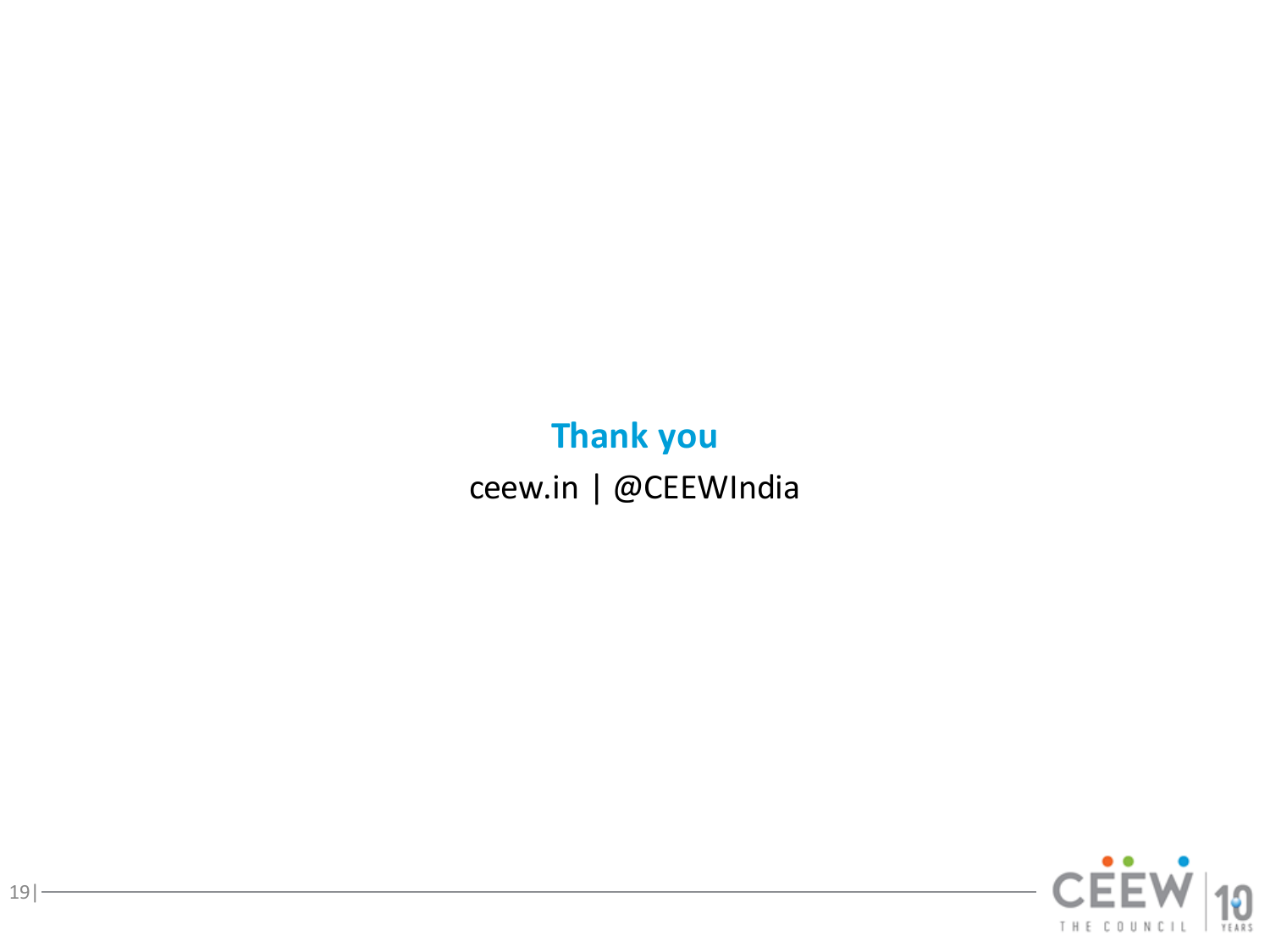**Thank you**

ceew.in | @CEEWIndia